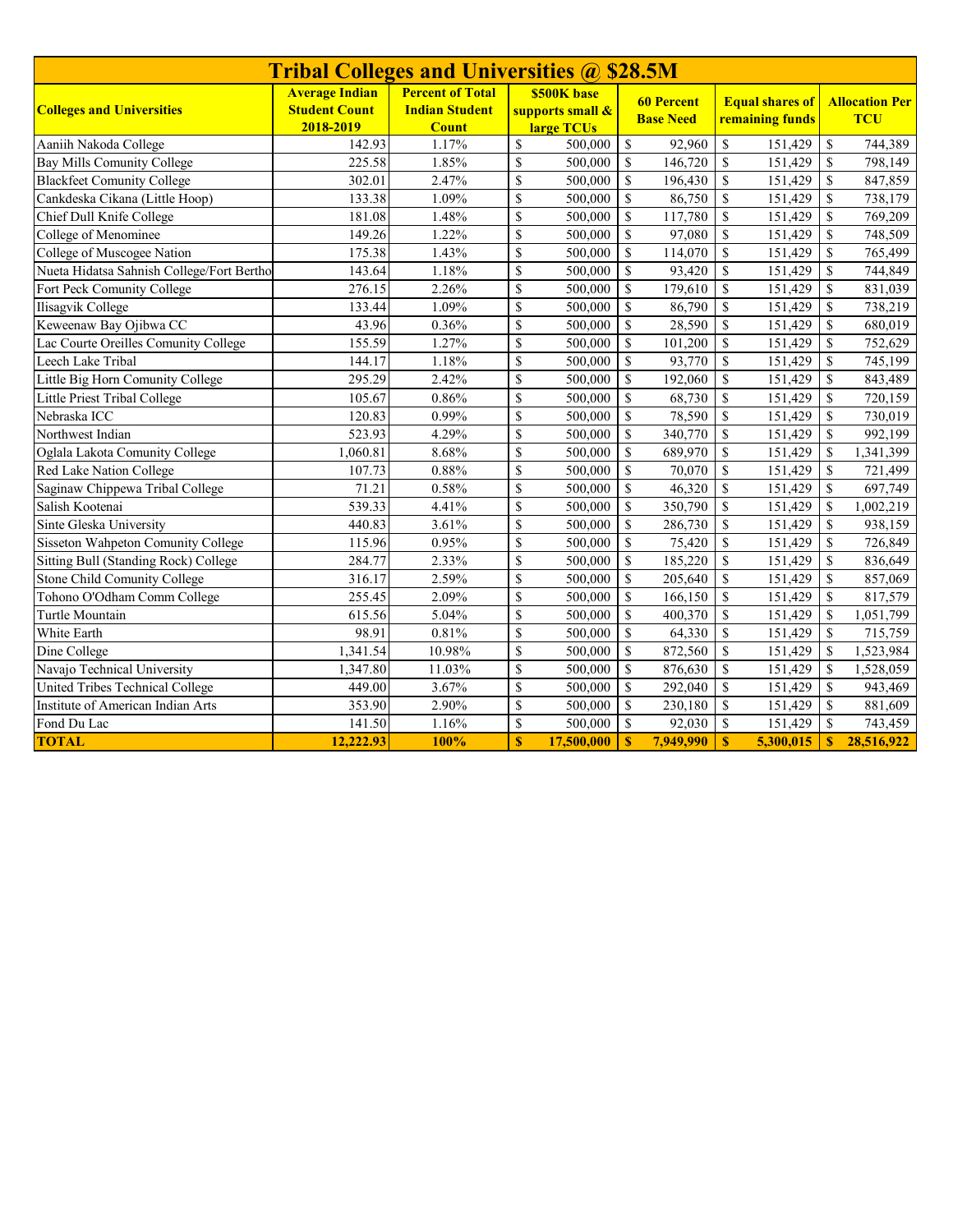# Tribal Colleges and Universities @ $28.5M

| Colleges and Universities | Average Indian Student Count 2018-2019 | Percent of Total Indian Student Count | $500K base supports small & large TCUs | 60 Percent Base Need | Equal shares of remaining funds | Allocation Per TCU |
|---|---|---|---|---|---|---|
| Aaniih Nakoda College | 142.93 | 1.17% | $ 500,000 | $ 92,960 | $ 151,429 | $ 744,389 |
| Bay Mills Comunity College | 225.58 | 1.85% | $ 500,000 | $ 146,720 | $ 151,429 | $ 798,149 |
| Blackfeet Comunity College | 302.01 | 2.47% | $ 500,000 | $ 196,430 | $ 151,429 | $ 847,859 |
| Cankdeska Cikana (Little Hoop) | 133.38 | 1.09% | $ 500,000 | $ 86,750 | $ 151,429 | $ 738,179 |
| Chief Dull Knife College | 181.08 | 1.48% | $ 500,000 | $ 117,780 | $ 151,429 | $ 769,209 |
| College of Menominee | 149.26 | 1.22% | $ 500,000 | $ 97,080 | $ 151,429 | $ 748,509 |
| College of Muscogee Nation | 175.38 | 1.43% | $ 500,000 | $ 114,070 | $ 151,429 | $ 765,499 |
| Nueta Hidatsa Sahnish College/Fort Bertho | 143.64 | 1.18% | $ 500,000 | $ 93,420 | $ 151,429 | $ 744,849 |
| Fort Peck Comunity College | 276.15 | 2.26% | $ 500,000 | $ 179,610 | $ 151,429 | $ 831,039 |
| Ilisagvik College | 133.44 | 1.09% | $ 500,000 | $ 86,790 | $ 151,429 | $ 738,219 |
| Keweenaw Bay Ojibwa CC | 43.96 | 0.36% | $ 500,000 | $ 28,590 | $ 151,429 | $ 680,019 |
| Lac Courte Oreilles Comunity College | 155.59 | 1.27% | $ 500,000 | $ 101,200 | $ 151,429 | $ 752,629 |
| Leech Lake Tribal | 144.17 | 1.18% | $ 500,000 | $ 93,770 | $ 151,429 | $ 745,199 |
| Little Big Horn Comunity College | 295.29 | 2.42% | $ 500,000 | $ 192,060 | $ 151,429 | $ 843,489 |
| Little Priest Tribal College | 105.67 | 0.86% | $ 500,000 | $ 68,730 | $ 151,429 | $ 720,159 |
| Nebraska ICC | 120.83 | 0.99% | $ 500,000 | $ 78,590 | $ 151,429 | $ 730,019 |
| Northwest Indian | 523.93 | 4.29% | $ 500,000 | $ 340,770 | $ 151,429 | $ 992,199 |
| Oglala Lakota Comunity College | 1,060.81 | 8.68% | $ 500,000 | $ 689,970 | $ 151,429 | $ 1,341,399 |
| Red Lake Nation College | 107.73 | 0.88% | $ 500,000 | $ 70,070 | $ 151,429 | $ 721,499 |
| Saginaw Chippewa Tribal College | 71.21 | 0.58% | $ 500,000 | $ 46,320 | $ 151,429 | $ 697,749 |
| Salish Kootenai | 539.33 | 4.41% | $ 500,000 | $ 350,790 | $ 151,429 | $ 1,002,219 |
| Sinte Gleska University | 440.83 | 3.61% | $ 500,000 | $ 286,730 | $ 151,429 | $ 938,159 |
| Sisseton Wahpeton Comunity College | 115.96 | 0.95% | $ 500,000 | $ 75,420 | $ 151,429 | $ 726,849 |
| Sitting Bull (Standing Rock) College | 284.77 | 2.33% | $ 500,000 | $ 185,220 | $ 151,429 | $ 836,649 |
| Stone Child Comunity College | 316.17 | 2.59% | $ 500,000 | $ 205,640 | $ 151,429 | $ 857,069 |
| Tohono O'Odham Comm College | 255.45 | 2.09% | $ 500,000 | $ 166,150 | $ 151,429 | $ 817,579 |
| Turtle Mountain | 615.56 | 5.04% | $ 500,000 | $ 400,370 | $ 151,429 | $ 1,051,799 |
| White Earth | 98.91 | 0.81% | $ 500,000 | $ 64,330 | $ 151,429 | $ 715,759 |
| Dine College | 1,341.54 | 10.98% | $ 500,000 | $ 872,560 | $ 151,429 | $ 1,523,984 |
| Navajo Technical University | 1,347.80 | 11.03% | $ 500,000 | $ 876,630 | $ 151,429 | $ 1,528,059 |
| United Tribes Technical College | 449.00 | 3.67% | $ 500,000 | $ 292,040 | $ 151,429 | $ 943,469 |
| Institute of American Indian Arts | 353.90 | 2.90% | $ 500,000 | $ 230,180 | $ 151,429 | $ 881,609 |
| Fond Du Lac | 141.50 | 1.16% | $ 500,000 | $ 92,030 | $ 151,429 | $ 743,459 |
| **TOTAL** | **12,222.93** | **100%** | **$ 17,500,000** | **$ 7,949,990** | **$ 5,300,015** | **$ 28,516,922** |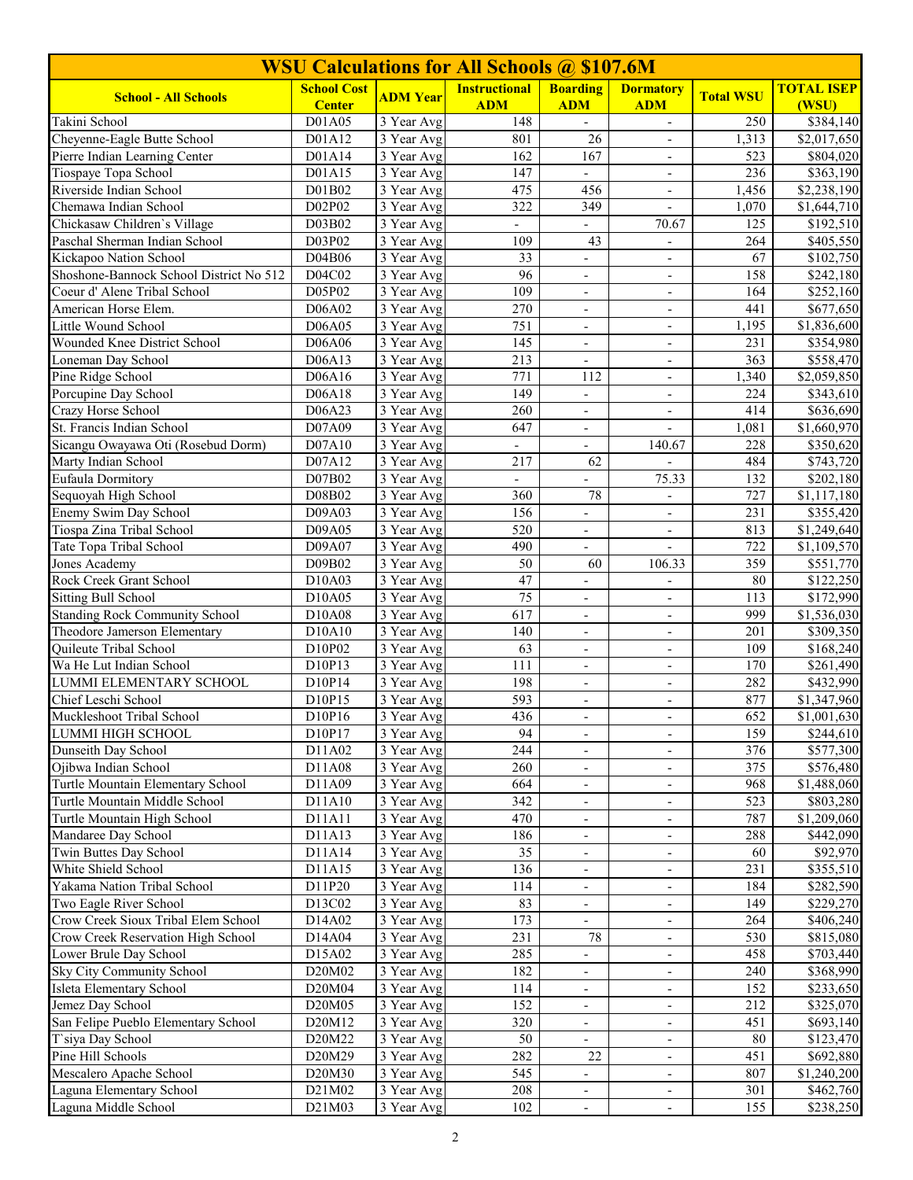| WSU Calculations for All Schools @ $107.6M | | | | | | | |
|---|---|---|---|---|---|---|---|
| **School - All Schools** | **School Cost Center** | **ADM Year** | **Instructional ADM** | **Boarding ADM** | **Dormatory ADM** | **Total WSU** | **TOTAL ISEP (WSU)** |
| Takini School | D01A05 | 3 Year Avg | 148 | - | - | 250 | $384,140 |
| Cheyenne-Eagle Butte School | D01A12 | 3 Year Avg | 801 | 26 | - | 1,313 | $2,017,650 |
| Pierre Indian Learning Center | D01A14 | 3 Year Avg | 162 | 167 | - | 523 | $804,020 |
| Tiospaye Topa School | D01A15 | 3 Year Avg | 147 | - | - | 236 | $363,190 |
| Riverside Indian School | D01B02 | 3 Year Avg | 475 | 456 | - | 1,456 | $2,238,190 |
| Chemawa Indian School | D02P02 | 3 Year Avg | 322 | 349 | - | 1,070 | $1,644,710 |
| Chickasaw Children`s Village | D03B02 | 3 Year Avg | - | - | 70.67 | 125 | $192,510 |
| Paschal Sherman Indian School | D03P02 | 3 Year Avg | 109 | 43 | - | 264 | $405,550 |
| Kickapoo Nation School | D04B06 | 3 Year Avg | 33 | - | - | 67 | $102,750 |
| Shoshone-Bannock School District No 512 | D04C02 | 3 Year Avg | 96 | - | - | 158 | $242,180 |
| Coeur d' Alene Tribal School | D05P02 | 3 Year Avg | 109 | - | - | 164 | $252,160 |
| American Horse Elem. | D06A02 | 3 Year Avg | 270 | - | - | 441 | $677,650 |
| Little Wound School | D06A05 | 3 Year Avg | 751 | - | - | 1,195 | $1,836,600 |
| Wounded Knee District School | D06A06 | 3 Year Avg | 145 | - | - | 231 | $354,980 |
| Loneman Day School | D06A13 | 3 Year Avg | 213 | - | - | 363 | $558,470 |
| Pine Ridge School | D06A16 | 3 Year Avg | 771 | 112 | - | 1,340 | $2,059,850 |
| Porcupine Day School | D06A18 | 3 Year Avg | 149 | - | - | 224 | $343,610 |
| Crazy Horse School | D06A23 | 3 Year Avg | 260 | - | - | 414 | $636,690 |
| St. Francis Indian School | D07A09 | 3 Year Avg | 647 | - | - | 1,081 | $1,660,970 |
| Sicangu Owayawa Oti (Rosebud Dorm) | D07A10 | 3 Year Avg | - | - | 140.67 | 228 | $350,620 |
| Marty Indian School | D07A12 | 3 Year Avg | 217 | 62 | - | 484 | $743,720 |
| Eufaula Dormitory | D07B02 | 3 Year Avg | - | - | 75.33 | 132 | $202,180 |
| Sequoyah High School | D08B02 | 3 Year Avg | 360 | 78 | - | 727 | $1,117,180 |
| Enemy Swim Day School | D09A03 | 3 Year Avg | 156 | - | - | 231 | $355,420 |
| Tiospa Zina Tribal School | D09A05 | 3 Year Avg | 520 | - | - | 813 | $1,249,640 |
| Tate Topa Tribal School | D09A07 | 3 Year Avg | 490 | - | - | 722 | $1,109,570 |
| Jones Academy | D09B02 | 3 Year Avg | 50 | 60 | 106.33 | 359 | $551,770 |
| Rock Creek Grant School | D10A03 | 3 Year Avg | 47 | - | - | 80 | $122,250 |
| Sitting Bull School | D10A05 | 3 Year Avg | 75 | - | - | 113 | $172,990 |
| Standing Rock Community School | D10A08 | 3 Year Avg | 617 | - | - | 999 | $1,536,030 |
| Theodore Jamerson Elementary | D10A10 | 3 Year Avg | 140 | - | - | 201 | $309,350 |
| Quileute Tribal School | D10P02 | 3 Year Avg | 63 | - | - | 109 | $168,240 |
| Wa He Lut Indian School | D10P13 | 3 Year Avg | 111 | - | - | 170 | $261,490 |
| LUMMI ELEMENTARY SCHOOL | D10P14 | 3 Year Avg | 198 | - | - | 282 | $432,990 |
| Chief Leschi School | D10P15 | 3 Year Avg | 593 | - | - | 877 | $1,347,960 |
| Muckleshoot Tribal School | D10P16 | 3 Year Avg | 436 | - | - | 652 | $1,001,630 |
| LUMMI HIGH SCHOOL | D10P17 | 3 Year Avg | 94 | - | - | 159 | $244,610 |
| Dunseith Day School | D11A02 | 3 Year Avg | 244 | - | - | 376 | $577,300 |
| Ojibwa Indian School | D11A08 | 3 Year Avg | 260 | - | - | 375 | $576,480 |
| Turtle Mountain Elementary School | D11A09 | 3 Year Avg | 664 | - | - | 968 | $1,488,060 |
| Turtle Mountain Middle School | D11A10 | 3 Year Avg | 342 | - | - | 523 | $803,280 |
| Turtle Mountain High School | D11A11 | 3 Year Avg | 470 | - | - | 787 | $1,209,060 |
| Mandaree Day School | D11A13 | 3 Year Avg | 186 | - | - | 288 | $442,090 |
| Twin Buttes Day School | D11A14 | 3 Year Avg | 35 | - | - | 60 | $92,970 |
| White Shield School | D11A15 | 3 Year Avg | 136 | - | - | 231 | $355,510 |
| Yakama Nation Tribal School | D11P20 | 3 Year Avg | 114 | - | - | 184 | $282,590 |
| Two Eagle River School | D13C02 | 3 Year Avg | 83 | - | - | 149 | $229,270 |
| Crow Creek Sioux Tribal Elem School | D14A02 | 3 Year Avg | 173 | - | - | 264 | $406,240 |
| Crow Creek Reservation High School | D14A04 | 3 Year Avg | 231 | 78 | - | 530 | $815,080 |
| Lower Brule Day School | D15A02 | 3 Year Avg | 285 | - | - | 458 | $703,440 |
| Sky City Community School | D20M02 | 3 Year Avg | 182 | - | - | 240 | $368,990 |
| Isleta Elementary School | D20M04 | 3 Year Avg | 114 | - | - | 152 | $233,650 |
| Jemez Day School | D20M05 | 3 Year Avg | 152 | - | - | 212 | $325,070 |
| San Felipe Pueblo Elementary School | D20M12 | 3 Year Avg | 320 | - | - | 451 | $693,140 |
| T`siya Day School | D20M22 | 3 Year Avg | 50 | - | - | 80 | $123,470 |
| Pine Hill Schools | D20M29 | 3 Year Avg | 282 | 22 | - | 451 | $692,880 |
| Mescalero Apache School | D20M30 | 3 Year Avg | 545 | - | - | 807 | $1,240,200 |
| Laguna Elementary School | D21M02 | 3 Year Avg | 208 | - | - | 301 | $462,760 |
| Laguna Middle School | D21M03 | 3 Year Avg | 102 | - | - | 155 | $238,250 |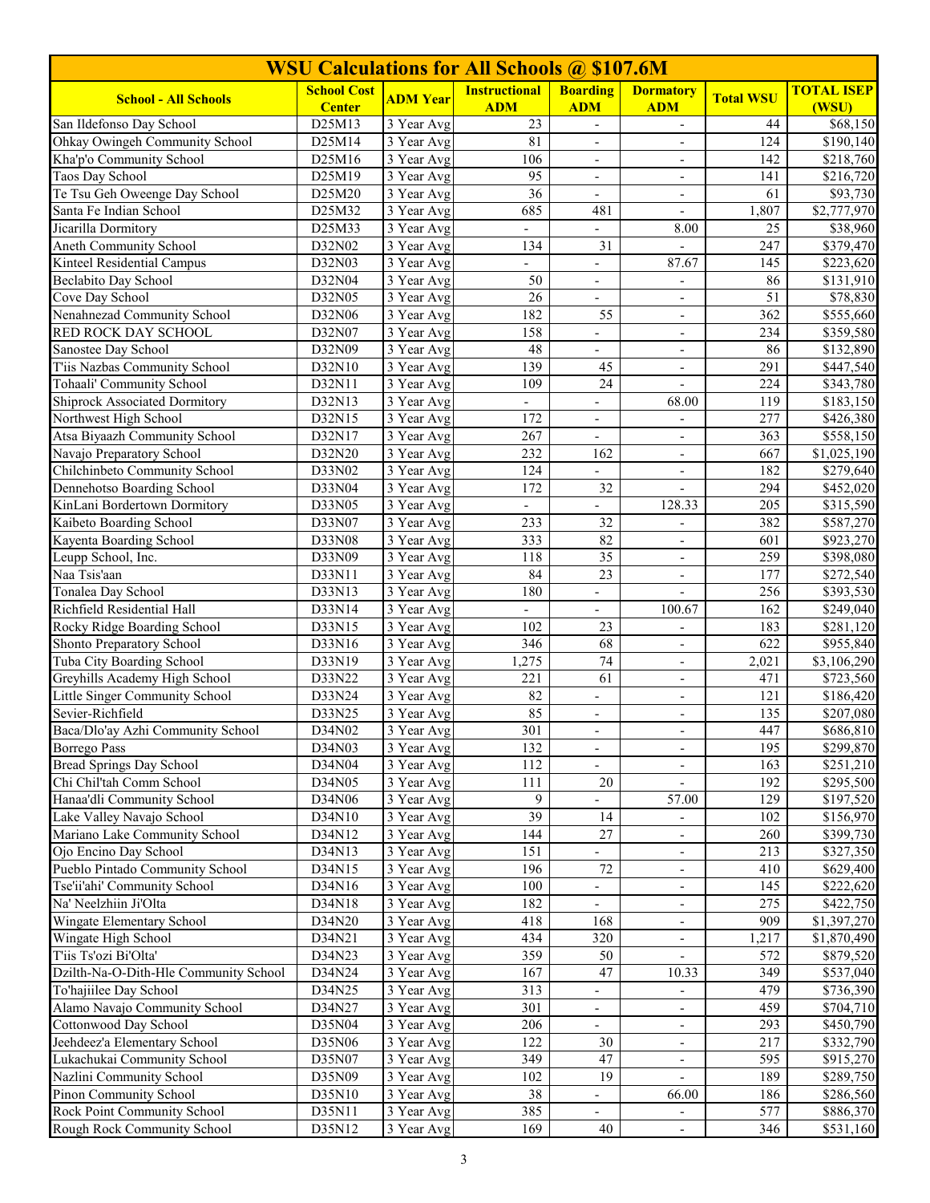| WSU Calculations for All Schools @ $107.6M | | | | | | | |
|---|---|---|---|---|---|---|---|
| **School - All Schools** | **School Cost Center** | **ADM Year** | **Instructional ADM** | **Boarding ADM** | **Dormatory ADM** | **Total WSU** | **TOTAL ISEP (WSU)** |
| San Ildefonso Day School | D25M13 | 3 Year Avg | 23 | - | - | 44 | $68,150 |
| Ohkay Owingeh Community School | D25M14 | 3 Year Avg | 81 | - | - | 124 | $190,140 |
| Kha'p'o Community School | D25M16 | 3 Year Avg | 106 | - | - | 142 | $218,760 |
| Taos Day School | D25M19 | 3 Year Avg | 95 | - | - | 141 | $216,720 |
| Te Tsu Geh Oweenge Day School | D25M20 | 3 Year Avg | 36 | - | - | 61 | $93,730 |
| Santa Fe Indian School | D25M32 | 3 Year Avg | 685 | 481 | - | 1,807 | $2,777,970 |
| Jicarilla Dormitory | D25M33 | 3 Year Avg | - | - | 8.00 | 25 | $38,960 |
| Aneth Community School | D32N02 | 3 Year Avg | 134 | 31 | - | 247 | $379,470 |
| Kinteel Residential Campus | D32N03 | 3 Year Avg | - | - | 87.67 | 145 | $223,620 |
| Beclabito Day School | D32N04 | 3 Year Avg | 50 | - | - | 86 | $131,910 |
| Cove Day School | D32N05 | 3 Year Avg | 26 | - | - | 51 | $78,830 |
| Nenahnezad Community School | D32N06 | 3 Year Avg | 182 | 55 | - | 362 | $555,660 |
| RED ROCK DAY SCHOOL | D32N07 | 3 Year Avg | 158 | - | - | 234 | $359,580 |
| Sanostee Day School | D32N09 | 3 Year Avg | 48 | - | - | 86 | $132,890 |
| T'iis Nazbas Community School | D32N10 | 3 Year Avg | 139 | 45 | - | 291 | $447,540 |
| Tohaali' Community School | D32N11 | 3 Year Avg | 109 | 24 | - | 224 | $343,780 |
| Shiprock Associated Dormitory | D32N13 | 3 Year Avg | - | - | 68.00 | 119 | $183,150 |
| Northwest High School | D32N15 | 3 Year Avg | 172 | - | - | 277 | $426,380 |
| Atsa Biyaazh Community School | D32N17 | 3 Year Avg | 267 | - | - | 363 | $558,150 |
| Navajo Preparatory School | D32N20 | 3 Year Avg | 232 | 162 | - | 667 | $1,025,190 |
| Chilchinbeto Community School | D33N02 | 3 Year Avg | 124 | - | - | 182 | $279,640 |
| Dennehotso Boarding School | D33N04 | 3 Year Avg | 172 | 32 | - | 294 | $452,020 |
| KinLani Bordertown Dormitory | D33N05 | 3 Year Avg | - | - | 128.33 | 205 | $315,590 |
| Kaibeto Boarding School | D33N07 | 3 Year Avg | 233 | 32 | - | 382 | $587,270 |
| Kayenta Boarding School | D33N08 | 3 Year Avg | 333 | 82 | - | 601 | $923,270 |
| Leupp School, Inc. | D33N09 | 3 Year Avg | 118 | 35 | - | 259 | $398,080 |
| Naa Tsis'aan | D33N11 | 3 Year Avg | 84 | 23 | - | 177 | $272,540 |
| Tonalea Day School | D33N13 | 3 Year Avg | 180 | - | - | 256 | $393,530 |
| Richfield Residential Hall | D33N14 | 3 Year Avg | - | - | 100.67 | 162 | $249,040 |
| Rocky Ridge Boarding School | D33N15 | 3 Year Avg | 102 | 23 | - | 183 | $281,120 |
| Shonto Preparatory School | D33N16 | 3 Year Avg | 346 | 68 | - | 622 | $955,840 |
| Tuba City Boarding School | D33N19 | 3 Year Avg | 1,275 | 74 | - | 2,021 | $3,106,290 |
| Greyhills Academy High School | D33N22 | 3 Year Avg | 221 | 61 | - | 471 | $723,560 |
| Little Singer Community School | D33N24 | 3 Year Avg | 82 | - | - | 121 | $186,420 |
| Sevier-Richfield | D33N25 | 3 Year Avg | 85 | - | - | 135 | $207,080 |
| Baca/Dlo'ay Azhi Community School | D34N02 | 3 Year Avg | 301 | - | - | 447 | $686,810 |
| Borrego Pass | D34N03 | 3 Year Avg | 132 | - | - | 195 | $299,870 |
| Bread Springs Day School | D34N04 | 3 Year Avg | 112 | - | - | 163 | $251,210 |
| Chi Chil'tah Comm School | D34N05 | 3 Year Avg | 111 | 20 | - | 192 | $295,500 |
| Hanaa'dli Community School | D34N06 | 3 Year Avg | 9 | - | 57.00 | 129 | $197,520 |
| Lake Valley Navajo School | D34N10 | 3 Year Avg | 39 | 14 | - | 102 | $156,970 |
| Mariano Lake Community School | D34N12 | 3 Year Avg | 144 | 27 | - | 260 | $399,730 |
| Ojo Encino Day School | D34N13 | 3 Year Avg | 151 | - | - | 213 | $327,350 |
| Pueblo Pintado Community School | D34N15 | 3 Year Avg | 196 | 72 | - | 410 | $629,400 |
| Tse'ii'ahi' Community School | D34N16 | 3 Year Avg | 100 | - | - | 145 | $222,620 |
| Na' Neelzhiin Ji'Olta | D34N18 | 3 Year Avg | 182 | - | - | 275 | $422,750 |
| Wingate Elementary School | D34N20 | 3 Year Avg | 418 | 168 | - | 909 | $1,397,270 |
| Wingate High School | D34N21 | 3 Year Avg | 434 | 320 | - | 1,217 | $1,870,490 |
| T'iis Ts'ozi Bi'Olta' | D34N23 | 3 Year Avg | 359 | 50 | - | 572 | $879,520 |
| Dzilth-Na-O-Dith-Hle Community School | D34N24 | 3 Year Avg | 167 | 47 | 10.33 | 349 | $537,040 |
| To'hajiilee Day School | D34N25 | 3 Year Avg | 313 | - | - | 479 | $736,390 |
| Alamo Navajo Community School | D34N27 | 3 Year Avg | 301 | - | - | 459 | $704,710 |
| Cottonwood Day School | D35N04 | 3 Year Avg | 206 | - | - | 293 | $450,790 |
| Jeehdeez'a Elementary School | D35N06 | 3 Year Avg | 122 | 30 | - | 217 | $332,790 |
| Lukachukai Community School | D35N07 | 3 Year Avg | 349 | 47 | - | 595 | $915,270 |
| Nazlini Community School | D35N09 | 3 Year Avg | 102 | 19 | - | 189 | $289,750 |
| Pinon Community School | D35N10 | 3 Year Avg | 38 | - | 66.00 | 186 | $286,560 |
| Rock Point Community School | D35N11 | 3 Year Avg | 385 | - | - | 577 | $886,370 |
| Rough Rock Community School | D35N12 | 3 Year Avg | 169 | 40 | - | 346 | $531,160 |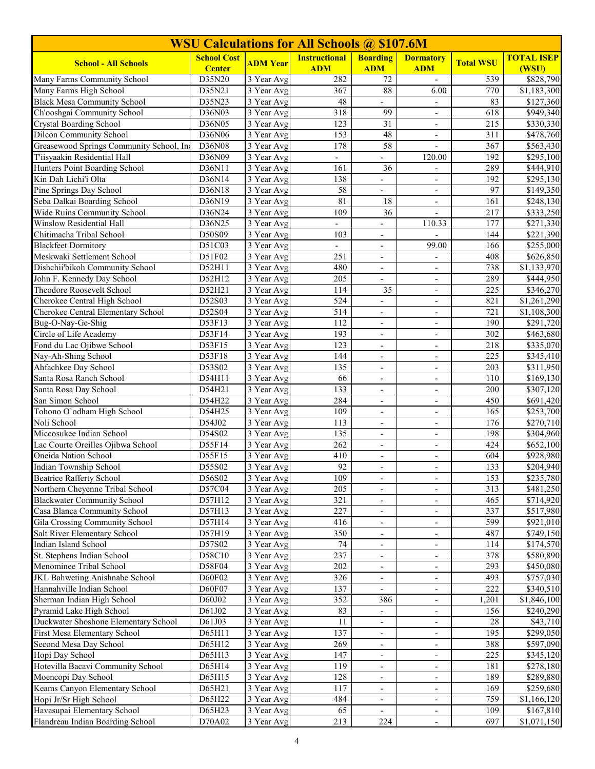| WSU Calculations for All Schools @ $107.6M | | | | | | | |
|---|---|---|---|---|---|---|---|
| **School - All Schools** | **School Cost Center** | **ADM Year** | **Instructional ADM** | **Boarding ADM** | **Dormatory ADM** | **Total WSU** | **TOTAL ISEP (WSU)** |
| Many Farms Community School | D35N20 | 3 Year Avg | 282 | 72 | - | 539 | $828,790 |
| Many Farms High School | D35N21 | 3 Year Avg | 367 | 88 | 6.00 | 770 | $1,183,300 |
| Black Mesa Community School | D35N23 | 3 Year Avg | 48 | - | - | 83 | $127,360 |
| Ch'ooshgai Community School | D36N03 | 3 Year Avg | 318 | 99 | - | 618 | $949,340 |
| Crystal Boarding School | D36N05 | 3 Year Avg | 123 | 31 | - | 215 | $330,330 |
| Dilcon Community School | D36N06 | 3 Year Avg | 153 | 48 | - | 311 | $478,760 |
| Greasewood Springs Community School, In | D36N08 | 3 Year Avg | 178 | 58 | - | 367 | $563,430 |
| T'iisyaakin Residential Hall | D36N09 | 3 Year Avg | - | - | 120.00 | 192 | $295,100 |
| Hunters Point Boarding School | D36N11 | 3 Year Avg | 161 | 36 | - | 289 | $444,910 |
| Kin Dah Lichi'i Olta | D36N14 | 3 Year Avg | 138 | - | - | 192 | $295,130 |
| Pine Springs Day School | D36N18 | 3 Year Avg | 58 | - | - | 97 | $149,350 |
| Seba Dalkai Boarding School | D36N19 | 3 Year Avg | 81 | 18 | - | 161 | $248,130 |
| Wide Ruins Community School | D36N24 | 3 Year Avg | 109 | 36 | - | 217 | $333,250 |
| Winslow Residential Hall | D36N25 | 3 Year Avg | - | - | 110.33 | 177 | $271,330 |
| Chitimacha Tribal School | D50S09 | 3 Year Avg | 103 | - | - | 144 | $221,390 |
| Blackfeet Dormitory | D51C03 | 3 Year Avg | - | - | 99.00 | 166 | $255,000 |
| Meskwaki Settlement School | D51F02 | 3 Year Avg | 251 | - | - | 408 | $626,850 |
| Dishchii'bikoh Community School | D52H11 | 3 Year Avg | 480 | - | - | 738 | $1,133,970 |
| John F. Kennedy Day School | D52H12 | 3 Year Avg | 205 | - | - | 289 | $444,950 |
| Theodore Roosevelt School | D52H21 | 3 Year Avg | 114 | 35 | - | 225 | $346,270 |
| Cherokee Central High School | D52S03 | 3 Year Avg | 524 | - | - | 821 | $1,261,290 |
| Cherokee Central Elementary School | D52S04 | 3 Year Avg | 514 | - | - | 721 | $1,108,300 |
| Bug-O-Nay-Ge-Shig | D53F13 | 3 Year Avg | 112 | - | - | 190 | $291,720 |
| Circle of Life Academy | D53F14 | 3 Year Avg | 193 | - | - | 302 | $463,680 |
| Fond du Lac Ojibwe School | D53F15 | 3 Year Avg | 123 | - | - | 218 | $335,070 |
| Nay-Ah-Shing School | D53F18 | 3 Year Avg | 144 | - | - | 225 | $345,410 |
| Ahfachkee Day School | D53S02 | 3 Year Avg | 135 | - | - | 203 | $311,950 |
| Santa Rosa Ranch School | D54H11 | 3 Year Avg | 66 | - | - | 110 | $169,130 |
| Santa Rosa Day School | D54H21 | 3 Year Avg | 133 | - | - | 200 | $307,120 |
| San Simon School | D54H22 | 3 Year Avg | 284 | - | - | 450 | $691,420 |
| Tohono O`odham High School | D54H25 | 3 Year Avg | 109 | - | - | 165 | $253,700 |
| Noli School | D54J02 | 3 Year Avg | 113 | - | - | 176 | $270,710 |
| Miccosukee Indian School | D54S02 | 3 Year Avg | 135 | - | - | 198 | $304,960 |
| Lac Courte Oreilles Ojibwa School | D55F14 | 3 Year Avg | 262 | - | - | 424 | $652,100 |
| Oneida Nation School | D55F15 | 3 Year Avg | 410 | - | - | 604 | $928,980 |
| Indian Township School | D55S02 | 3 Year Avg | 92 | - | - | 133 | $204,940 |
| Beatrice Rafferty School | D56S02 | 3 Year Avg | 109 | - | - | 153 | $235,780 |
| Northern Cheyenne Tribal School | D57C04 | 3 Year Avg | 205 | - | - | 313 | $481,250 |
| Blackwater Community School | D57H12 | 3 Year Avg | 321 | - | - | 465 | $714,920 |
| Casa Blanca Community School | D57H13 | 3 Year Avg | 227 | - | - | 337 | $517,980 |
| Gila Crossing Community School | D57H14 | 3 Year Avg | 416 | - | - | 599 | $921,010 |
| Salt River Elementary School | D57H19 | 3 Year Avg | 350 | - | - | 487 | $749,150 |
| Indian Island School | D57S02 | 3 Year Avg | 74 | - | - | 114 | $174,570 |
| St. Stephens Indian School | D58C10 | 3 Year Avg | 237 | - | - | 378 | $580,890 |
| Menominee Tribal School | D58F04 | 3 Year Avg | 202 | - | - | 293 | $450,080 |
| JKL Bahweting Anishnabe School | D60F02 | 3 Year Avg | 326 | - | - | 493 | $757,030 |
| Hannahville Indian School | D60F07 | 3 Year Avg | 137 | - | - | 222 | $340,510 |
| Sherman Indian High School | D60J02 | 3 Year Avg | 352 | 386 | - | 1,201 | $1,846,100 |
| Pyramid Lake High School | D61J02 | 3 Year Avg | 83 | - | - | 156 | $240,290 |
| Duckwater Shoshone Elementary School | D61J03 | 3 Year Avg | 11 | - | - | 28 | $43,710 |
| First Mesa Elementary School | D65H11 | 3 Year Avg | 137 | - | - | 195 | $299,050 |
| Second Mesa Day School | D65H12 | 3 Year Avg | 269 | - | - | 388 | $597,090 |
| Hopi Day School | D65H13 | 3 Year Avg | 147 | - | - | 225 | $345,120 |
| Hotevilla Bacavi Community School | D65H14 | 3 Year Avg | 119 | - | - | 181 | $278,180 |
| Moencopi Day School | D65H15 | 3 Year Avg | 128 | - | - | 189 | $289,880 |
| Keams Canyon Elementary School | D65H21 | 3 Year Avg | 117 | - | - | 169 | $259,680 |
| Hopi Jr/Sr High School | D65H22 | 3 Year Avg | 484 | - | - | 759 | $1,166,120 |
| Havasupai Elementary School | D65H23 | 3 Year Avg | 65 | - | - | 109 | $167,810 |
| Flandreau Indian Boarding School | D70A02 | 3 Year Avg | 213 | 224 | - | 697 | $1,071,150 |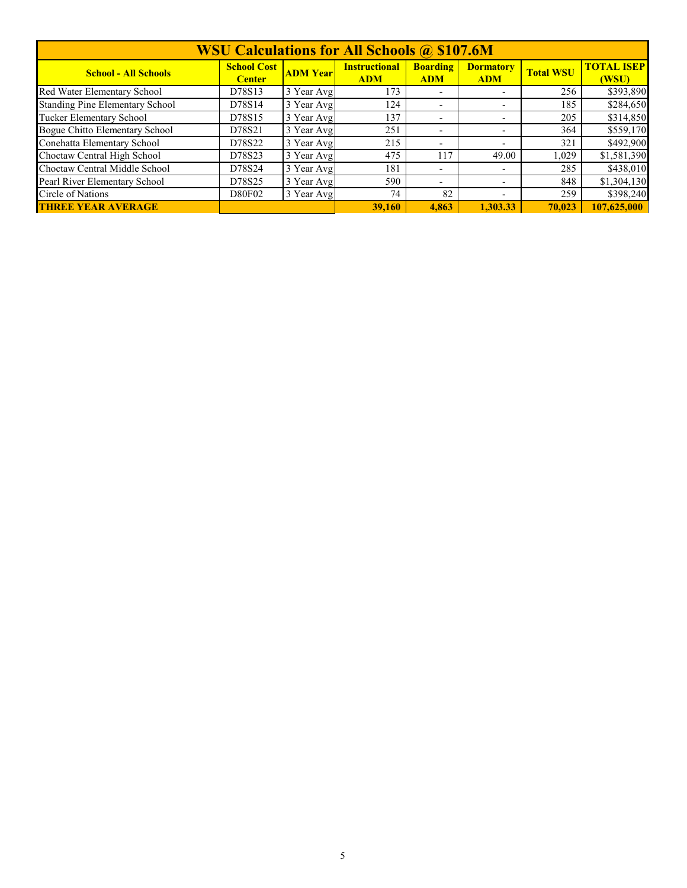| WSU Calculations for All Schools @ $107.6M | | | | | | | |
|---|---|---|---|---|---|---|---|
| **School - All Schools** | **School Cost Center** | **ADM Year** | **Instructional ADM** | **Boarding ADM** | **Dormatory ADM** | **Total WSU** | **TOTAL ISEP (WSU)** |
| Red Water Elementary School | D78S13 | 3 Year Avg | 173 | - | - | 256 | $393,890 |
| Standing Pine Elementary School | D78S14 | 3 Year Avg | 124 | - | - | 185 | $284,650 |
| Tucker Elementary School | D78S15 | 3 Year Avg | 137 | - | - | 205 | $314,850 |
| Bogue Chitto Elementary School | D78S21 | 3 Year Avg | 251 | - | - | 364 | $559,170 |
| Conehatta Elementary School | D78S22 | 3 Year Avg | 215 | - | - | 321 | $492,900 |
| Choctaw Central High School | D78S23 | 3 Year Avg | 475 | 117 | 49.00 | 1,029 | $1,581,390 |
| Choctaw Central Middle School | D78S24 | 3 Year Avg | 181 | - | - | 285 | $438,010 |
| Pearl River Elementary School | D78S25 | 3 Year Avg | 590 | - | - | 848 | $1,304,130 |
| Circle of Nations | D80F02 | 3 Year Avg | 74 | 82 | - | 259 | $398,240 |
| **THREE YEAR AVERAGE** | | | **39,160** | **4,863** | **1,303.33** | **70,023** | **107,625,000** |